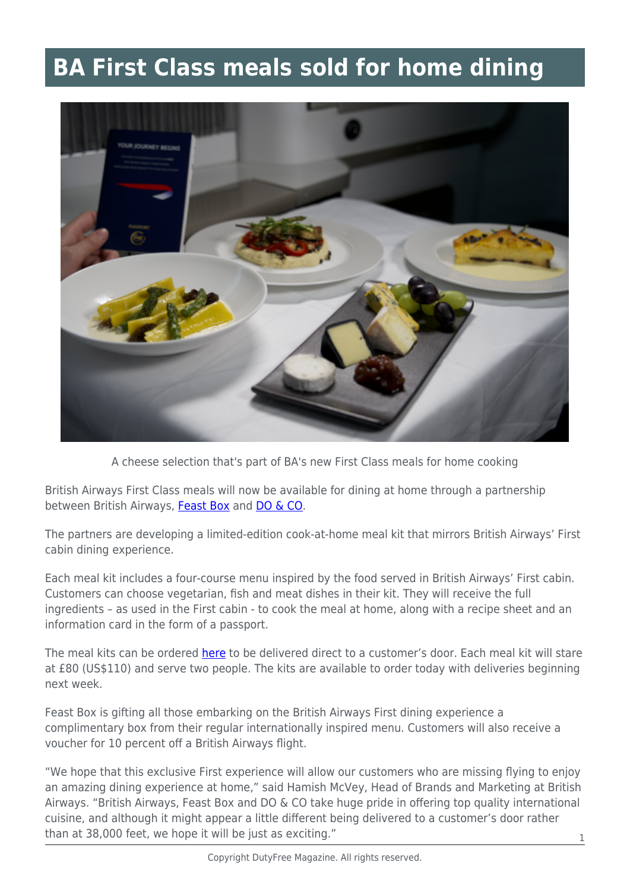# BA First Class meals sold for home dining

A cheese selection that's part of BA's new First Class meals for home cooking

British Airways First Class meals will now be available for dining at home through a partnership between British Airways, Feast Box and DO & CO.

The partners are developing a limited-edition cook-at-home meal kit that mirrors British Airways' First cabin dining experience.

Each meal kit includes a four-course menu inspired by the food served in British Airways' First cabin. Customers can choose vegetarian, fish and meat dishes in their kit. They will receive the full ingredients – as used in the First cabin - to cook the meal at home, along with a recipe sheet and an information card in the form of a passport.

The meal kits can be ordered here to be delivered direct to a customer's door. Each meal kit will stare at £80 (US$110) and serve two people. The kits are available to order today with deliveries beginning next week.

Feast Box is gifting all those embarking on the British Airways First dining experience a complimentary box from their regular internationally inspired menu. Customers will also receive a voucher for 10 percent off a British Airways flight.

"We hope that this exclusive First experience will allow our customers who are missing flying to enjoy an amazing dining experience at home," said Hamish McVey, Head of Brands and Marketing at British Airways. "British Airways, Feast Box and DO & CO take huge pride in offering top quality international cuisine, and although it might appear a little different being delivered to a customer's door rather than at 38,000 feet, we hope it will be just as exciting."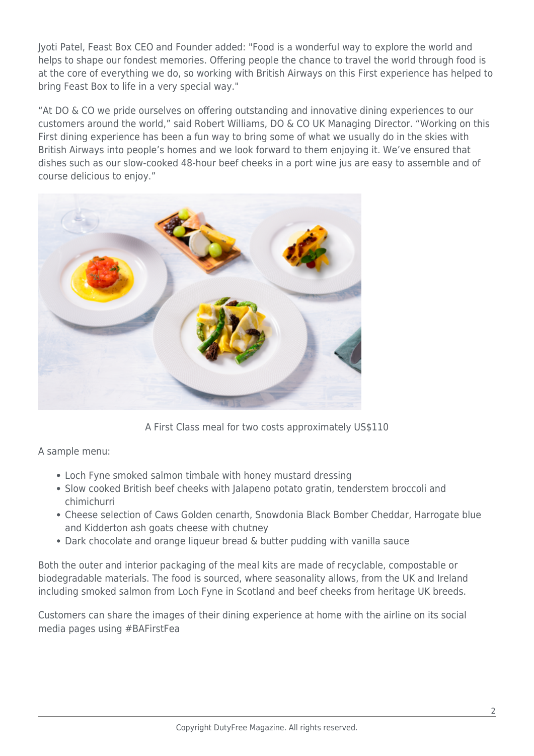Jyoti Patel, Feast Box CEO and Founder added: "Food is a wonderful way to explore the world and helps to shape our fondest memories. Offering people the chance to travel the world through food is at the core of everything we do, so working with British Airways on this First experience has helped to bring Feast Box to life in a very special way."

“At DO & CO we pride ourselves on offering outstanding and innovative dining experiences to our customers around the world,” said Robert Williams, DO & CO UK Managing Director. “Working on this First dining experience has been a fun way to bring some of what we usually do in the skies with British Airways into people’s homes and we look forward to them enjoying it. We’ve ensured that dishes such as our slow-cooked 48-hour beef cheeks in a port wine jus are easy to assemble and of course delicious to enjoy.”

A First Class meal for two costs approximately US$110

A sample menu:

- Loch Fyne smoked salmon timbale with honey mustard dressing
- Slow cooked British beef cheeks with Jalapeno potato gratin, tenderstem broccoli and chimichurri
- Cheese selection of Caws Golden cenarth, Snowdonia Black Bomber Cheddar, Harrogate blue and Kidderton ash goats cheese with chutney
- Dark chocolate and orange liqueur bread & butter pudding with vanilla sauce

Both the outer and interior packaging of the meal kits are made of recyclable, compostable or biodegradable materials. The food is sourced, where seasonality allows, from the UK and Ireland including smoked salmon from Loch Fyne in Scotland and beef cheeks from heritage UK breeds.

Customers can share the images of their dining experience at home with the airline on its social media pages using #BAFirstFea

Copyright DutyFree Magazine. All rights reserved.